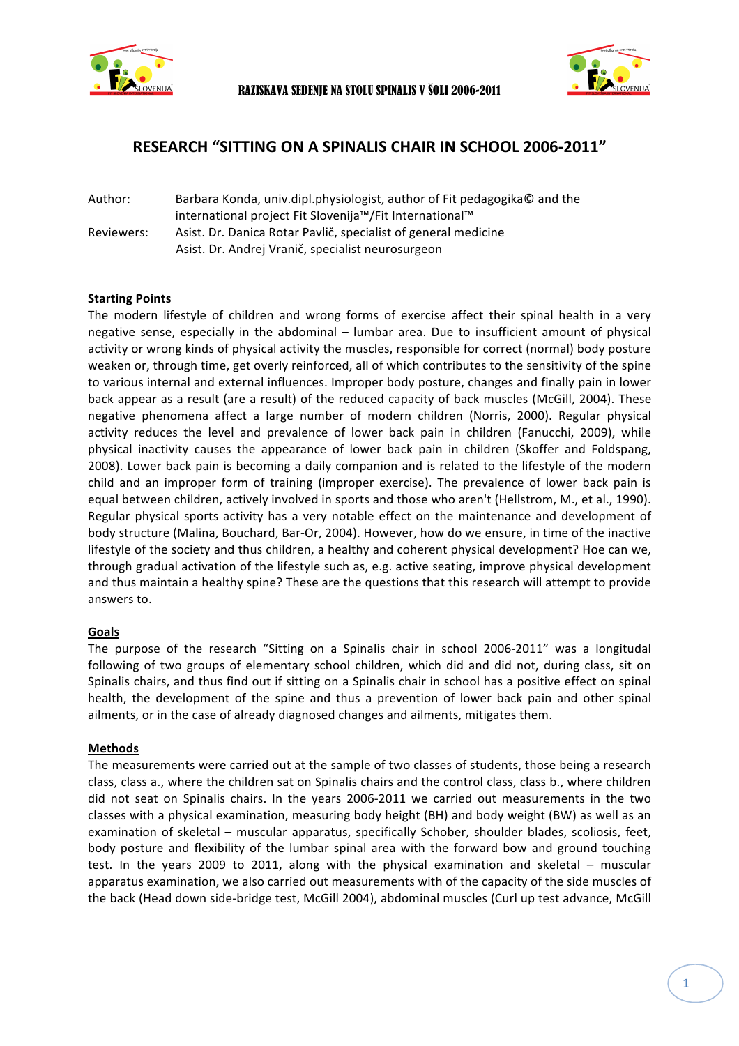# RESEARCH "SITTING ON A SPINALIS CHAIR IN SCHOOL 2006-2011"

Author: Barbara Konda, univ.dipl.physiologist, author of Fit pedagogika© and the international project Fit Slovenija™/Fit International™

Reviewers: Asist. Dr. Danica Rotar Pavlič, specialist of general medicine
Asist. Dr. Andrej Vranič, specialist neurosurgeon

## Starting Points

The modern lifestyle of children and wrong forms of exercise affect their spinal health in a very negative sense, especially in the abdominal – lumbar area. Due to insufficient amount of physical activity or wrong kinds of physical activity the muscles, responsible for correct (normal) body posture weaken or, through time, get overly reinforced, all of which contributes to the sensitivity of the spine to various internal and external influences. Improper body posture, changes and finally pain in lower back appear as a result (are a result) of the reduced capacity of back muscles (McGill, 2004). These negative phenomena affect a large number of modern children (Norris, 2000). Regular physical activity reduces the level and prevalence of lower back pain in children (Fanucchi, 2009), while physical inactivity causes the appearance of lower back pain in children (Skoffer and Foldspang, 2008). Lower back pain is becoming a daily companion and is related to the lifestyle of the modern child and an improper form of training (improper exercise). The prevalence of lower back pain is equal between children, actively involved in sports and those who aren't (Hellstrom, M., et al., 1990). Regular physical sports activity has a very notable effect on the maintenance and development of body structure (Malina, Bouchard, Bar-Or, 2004). However, how do we ensure, in time of the inactive lifestyle of the society and thus children, a healthy and coherent physical development? Hoe can we, through gradual activation of the lifestyle such as, e.g. active seating, improve physical development and thus maintain a healthy spine? These are the questions that this research will attempt to provide answers to.

## Goals

The purpose of the research "Sitting on a Spinalis chair in school 2006-2011" was a longitudal following of two groups of elementary school children, which did and did not, during class, sit on Spinalis chairs, and thus find out if sitting on a Spinalis chair in school has a positive effect on spinal health, the development of the spine and thus a prevention of lower back pain and other spinal ailments, or in the case of already diagnosed changes and ailments, mitigates them.

## Methods

The measurements were carried out at the sample of two classes of students, those being a research class, class a., where the children sat on Spinalis chairs and the control class, class b., where children did not seat on Spinalis chairs. In the years 2006-2011 we carried out measurements in the two classes with a physical examination, measuring body height (BH) and body weight (BW) as well as an examination of skeletal – muscular apparatus, specifically Schober, shoulder blades, scoliosis, feet, body posture and flexibility of the lumbar spinal area with the forward bow and ground touching test. In the years 2009 to 2011, along with the physical examination and skeletal – muscular apparatus examination, we also carried out measurements with of the capacity of the side muscles of the back (Head down side-bridge test, McGill 2004), abdominal muscles (Curl up test advance, McGill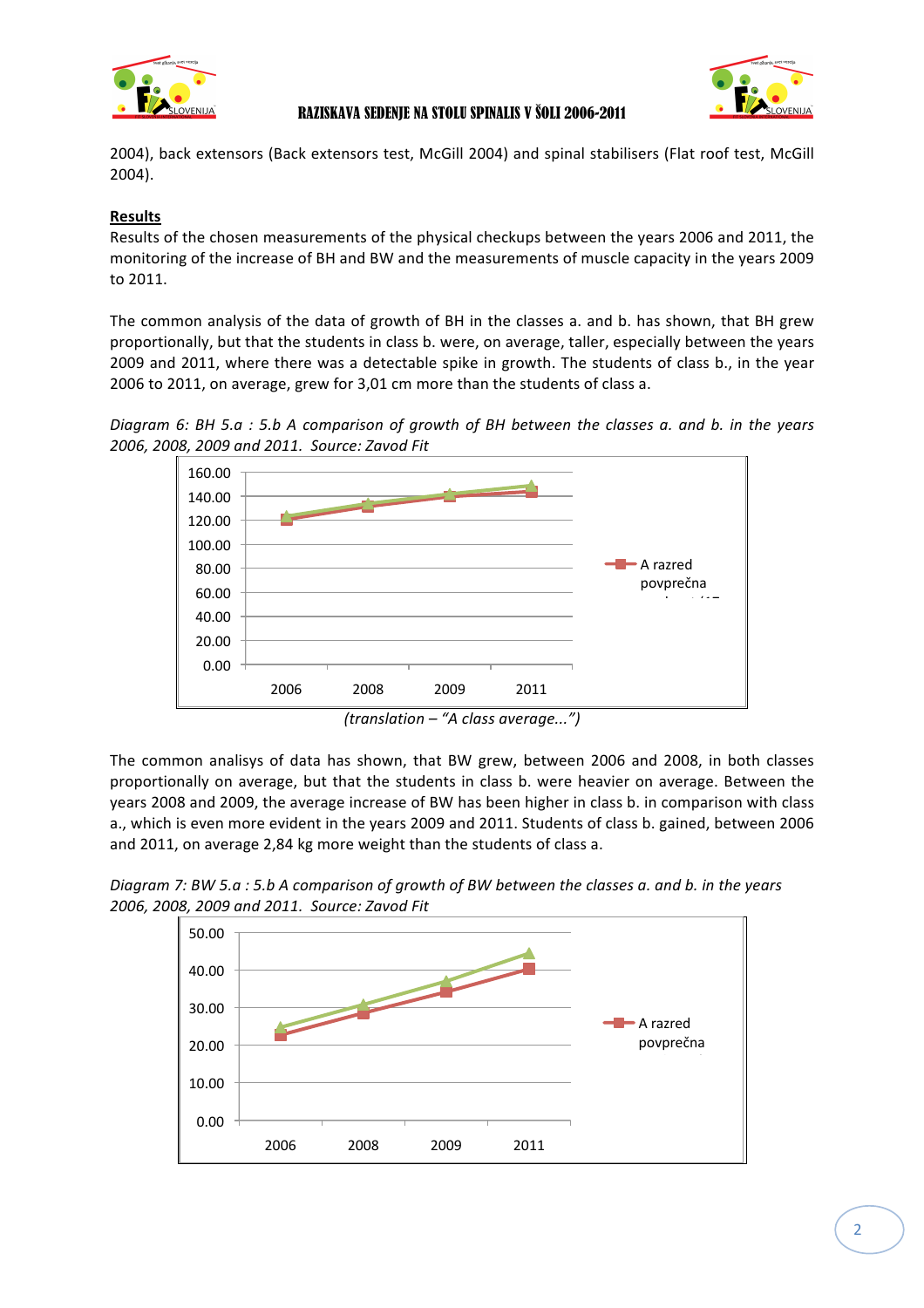2004), back extensors (Back extensors test, McGill 2004) and spinal stabilisers (Flat roof test, McGill 2004).

**Results**

Results of the chosen measurements of the physical checkups between the years 2006 and 2011, the monitoring of the increase of BH and BW and the measurements of muscle capacity in the years 2009 to 2011.

The common analysis of the data of growth of BH in the classes a. and b. has shown, that BH grew proportionally, but that the students in class b. were, on average, taller, especially between the years 2009 and 2011, where there was a detectable spike in growth. The students of class b., in the year 2006 to 2011, on average, grew for 3,01 cm more than the students of class a.

*Diagram 6: BH 5.a : 5.b A comparison of growth of BH between the classes a. and b. in the years 2006, 2008, 2009 and 2011. Source: Zavod Fit*

*(translation – "A class average...")*

The common analisys of data has shown, that BW grew, between 2006 and 2008, in both classes proportionally on average, but that the students in class b. were heavier on average. Between the years 2008 and 2009, the average increase of BW has been higher in class b. in comparison with class a., which is even more evident in the years 2009 and 2011. Students of class b. gained, between 2006 and 2011, on average 2,84 kg more weight than the students of class a.

*Diagram 7: BW 5.a : 5.b A comparison of growth of BW between the classes a. and b. in the years 2006, 2008, 2009 and 2011. Source: Zavod Fit*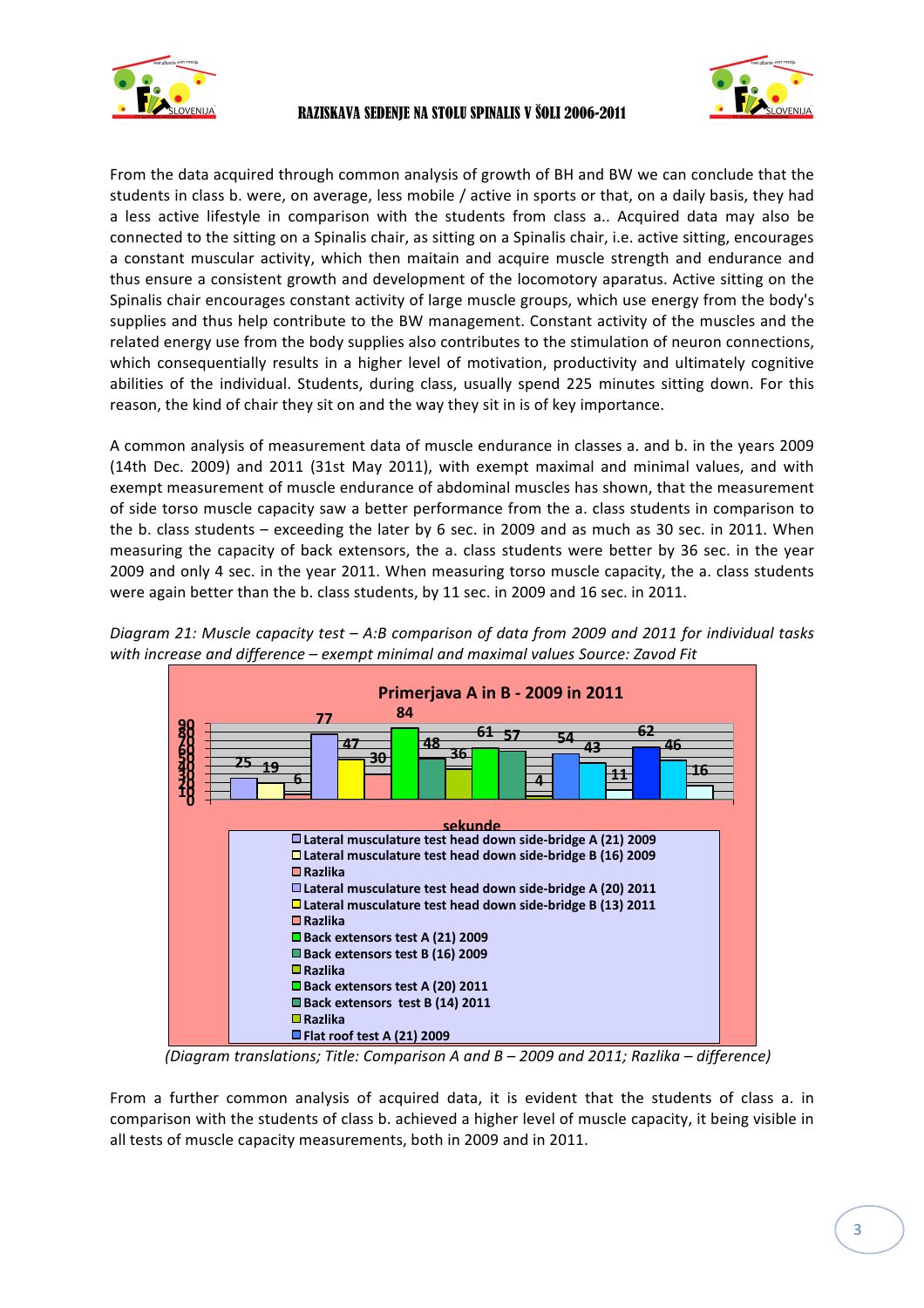From the data acquired through common analysis of growth of BH and BW we can conclude that the students in class b. were, on average, less mobile / active in sports or that, on a daily basis, they had a less active lifestyle in comparison with the students from class a.. Acquired data may also be connected to the sitting on a Spinalis chair, as sitting on a Spinalis chair, i.e. active sitting, encourages a constant muscular activity, which then maitain and acquire muscle strength and endurance and thus ensure a consistent growth and development of the locomotory aparatus. Active sitting on the Spinalis chair encourages constant activity of large muscle groups, which use energy from the body's supplies and thus help contribute to the BW management. Constant activity of the muscles and the related energy use from the body supplies also contributes to the stimulation of neuron connections, which consequentially results in a higher level of motivation, productivity and ultimately cognitive abilities of the individual. Students, during class, usually spend 225 minutes sitting down. For this reason, the kind of chair they sit on and the way they sit in is of key importance.

A common analysis of measurement data of muscle endurance in classes a. and b. in the years 2009 (14th Dec. 2009) and 2011 (31st May 2011), with exempt maximal and minimal values, and with exempt measurement of muscle endurance of abdominal muscles has shown, that the measurement of side torso muscle capacity saw a better performance from the a. class students in comparison to the b. class students – exceeding the later by 6 sec. in 2009 and as much as 30 sec. in 2011. When measuring the capacity of back extensors, the a. class students were better by 36 sec. in the year 2009 and only 4 sec. in the year 2011. When measuring torso muscle capacity, the a. class students were again better than the b. class students, by 11 sec. in 2009 and 16 sec. in 2011.

*Diagram 21: Muscle capacity test – A:B comparison of data from 2009 and 2011 for individual tasks with increase and difference – exempt minimal and maximal values Source: Zavod Fit*

**Primerjava A in B - 2009 in 2011**

| Series | sekunde |
|---|---|
| Lateral musculature test head down side-bridge A (21) 2009 | 25 |
| Lateral musculature test head down side-bridge B (16) 2009 | 19 |
| Razlika | 6 |
| Lateral musculature test head down side-bridge A (20) 2011 | 77 |
| Lateral musculature test head down side-bridge B (13) 2011 | 47 |
| Razlika | 30 |
| Back extensors test A (21) 2009 | 84 |
| Back extensors test B (16) 2009 | 48 |
| Razlika | 36 |
| Back extensors test A (20) 2011 | 61 |
| Back extensors test B (14) 2011 | 57 |
| Razlika | 4 |
| Flat roof test A (21) 2009 | 54 |
| | 43 |
| | 11 |
| | 62 |
| | 46 |
| | 16 |

*(Diagram translations; Title: Comparison A and B – 2009 and 2011; Razlika – difference)*

From a further common analysis of acquired data, it is evident that the students of class a. in comparison with the students of class b. achieved a higher level of muscle capacity, it being visible in all tests of muscle capacity measurements, both in 2009 and in 2011.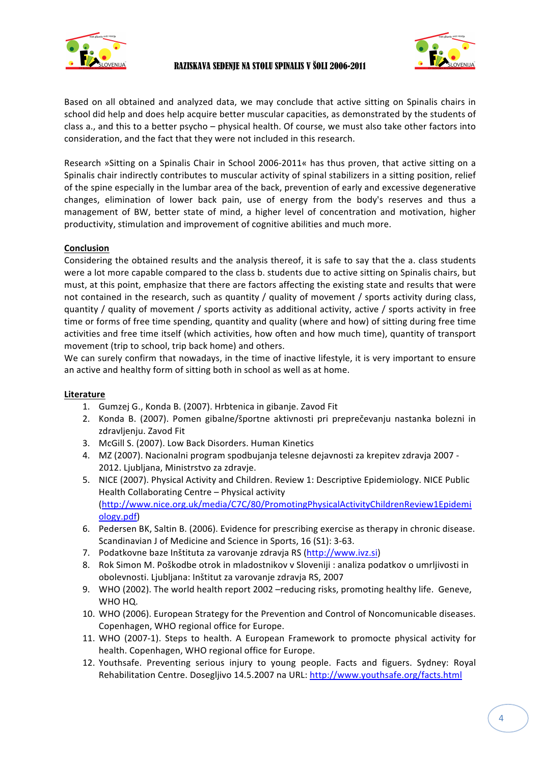Based on all obtained and analyzed data, we may conclude that active sitting on Spinalis chairs in school did help and does help acquire better muscular capacities, as demonstrated by the students of class a., and this to a better psycho – physical health. Of course, we must also take other factors into consideration, and the fact that they were not included in this research.

Research »Sitting on a Spinalis Chair in School 2006-2011« has thus proven, that active sitting on a Spinalis chair indirectly contributes to muscular activity of spinal stabilizers in a sitting position, relief of the spine especially in the lumbar area of the back, prevention of early and excessive degenerative changes, elimination of lower back pain, use of energy from the body's reserves and thus a management of BW, better state of mind, a higher level of concentration and motivation, higher productivity, stimulation and improvement of cognitive abilities and much more.

**Conclusion**

Considering the obtained results and the analysis thereof, it is safe to say that the a. class students were a lot more capable compared to the class b. students due to active sitting on Spinalis chairs, but must, at this point, emphasize that there are factors affecting the existing state and results that were not contained in the research, such as quantity / quality of movement / sports activity during class, quantity / quality of movement / sports activity as additional activity, active / sports activity in free time or forms of free time spending, quantity and quality (where and how) of sitting during free time activities and free time itself (which activities, how often and how much time), quantity of transport movement (trip to school, trip back home) and others.

We can surely confirm that nowadays, in the time of inactive lifestyle, it is very important to ensure an active and healthy form of sitting both in school as well as at home.

**Literature**

1. Gumzej G., Konda B. (2007). Hrbtenica in gibanje. Zavod Fit
2. Konda B. (2007). Pomen gibalne/športne aktivnosti pri preprečevanju nastanka bolezni in zdravljenju. Zavod Fit
3. McGill S. (2007). Low Back Disorders. Human Kinetics
4. MZ (2007). Nacionalni program spodbujanja telesne dejavnosti za krepitev zdravja 2007 - 2012. Ljubljana, Ministrstvo za zdravje.
5. NICE (2007). Physical Activity and Children. Review 1: Descriptive Epidemiology. NICE Public Health Collaborating Centre – Physical activity (http://www.nice.org.uk/media/C7C/80/PromotingPhysicalActivityChildrenReview1Epidemiology.pdf)
6. Pedersen BK, Saltin B. (2006). Evidence for prescribing exercise as therapy in chronic disease. Scandinavian J of Medicine and Science in Sports, 16 (S1): 3-63.
7. Podatkovne baze Inštituta za varovanje zdravja RS (http://www.ivz.si)
8. Rok Simon M. Poškodbe otrok in mladostnikov v Sloveniji : analiza podatkov o umrljivosti in obolevnosti. Ljubljana: Inštitut za varovanje zdravja RS, 2007
9. WHO (2002). The world health report 2002 –reducing risks, promoting healthy life. Geneve, WHO HQ.
10. WHO (2006). European Strategy for the Prevention and Control of Noncomunicable diseases. Copenhagen, WHO regional office for Europe.
11. WHO (2007-1). Steps to health. A European Framework to promocte physical activity for health. Copenhagen, WHO regional office for Europe.
12. Youthsafe. Preventing serious injury to young people. Facts and figuers. Sydney: Royal Rehabilitation Centre. Dosegljivo 14.5.2007 na URL: http://www.youthsafe.org/facts.html